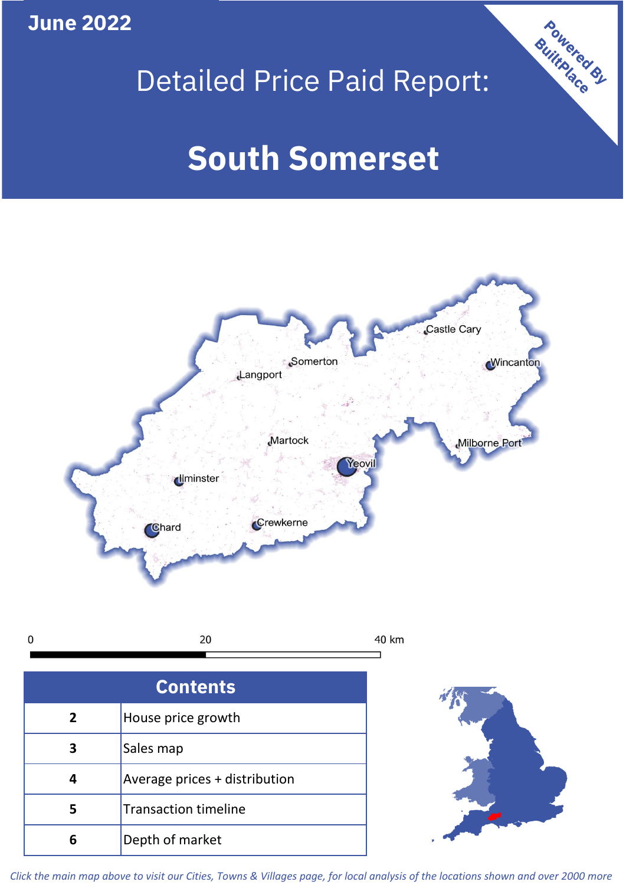June 2022

# Detailed Price Paid Report:

# South Somerset

Powered By BuiltPlace

| Contents | |
|---|---|
| 2 | House price growth |
| 3 | Sales map |
| 4 | Average prices + distribution |
| 5 | Transaction timeline |
| 6 | Depth of market |

*Click the main map above to visit our Cities, Towns & Villages page, for local analysis of the locations shown and over 2000 more*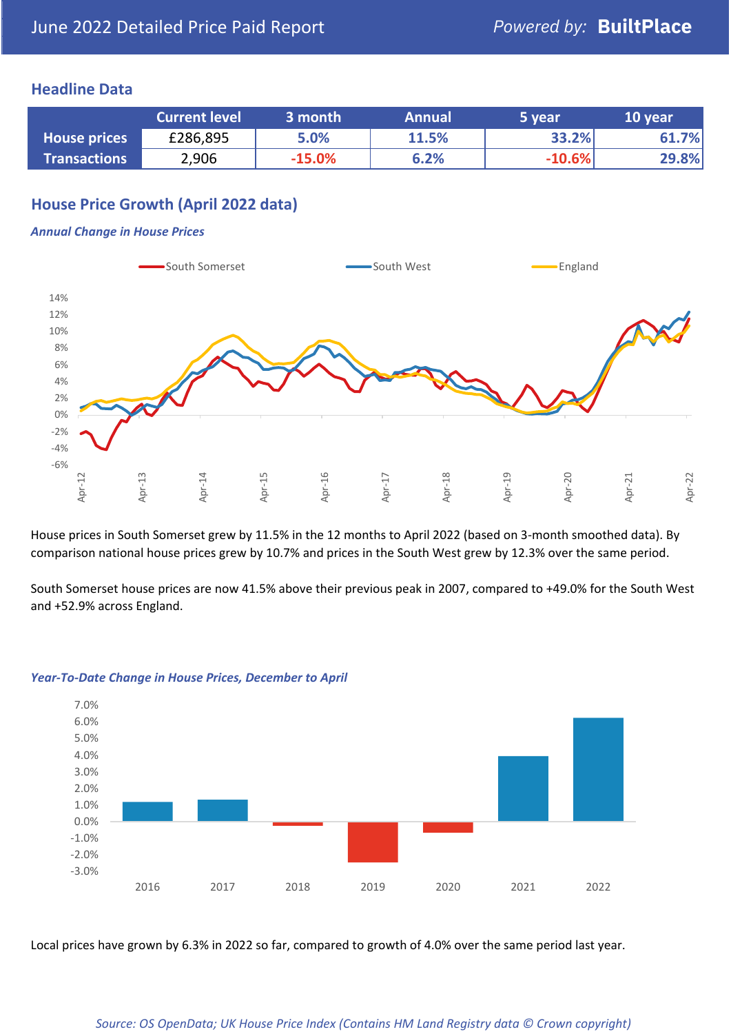# June 2022 Detailed Price Paid Report

Powered by: **BuiltPlace**

## Headline Data

| | Current level | 3 month | Annual | 5 year | 10 year |
|---|---|---|---|---|---|
| **House prices** | £286,895 | 5.0% | 11.5% | 33.2% | 61.7% |
| **Transactions** | 2,906 | -15.0% | 6.2% | -10.6% | 29.8% |

## House Price Growth (April 2022 data)

### *Annual Change in House Prices*

House prices in South Somerset grew by 11.5% in the 12 months to April 2022 (based on 3-month smoothed data). By comparison national house prices grew by 10.7% and prices in the South West grew by 12.3% over the same period.

South Somerset house prices are now 41.5% above their previous peak in 2007, compared to +49.0% for the South West and +52.9% across England.

### *Year-To-Date Change in House Prices, December to April*

Local prices have grown by 6.3% in 2022 so far, compared to growth of 4.0% over the same period last year.

*Source: OS OpenData; UK House Price Index (Contains HM Land Registry data © Crown copyright)*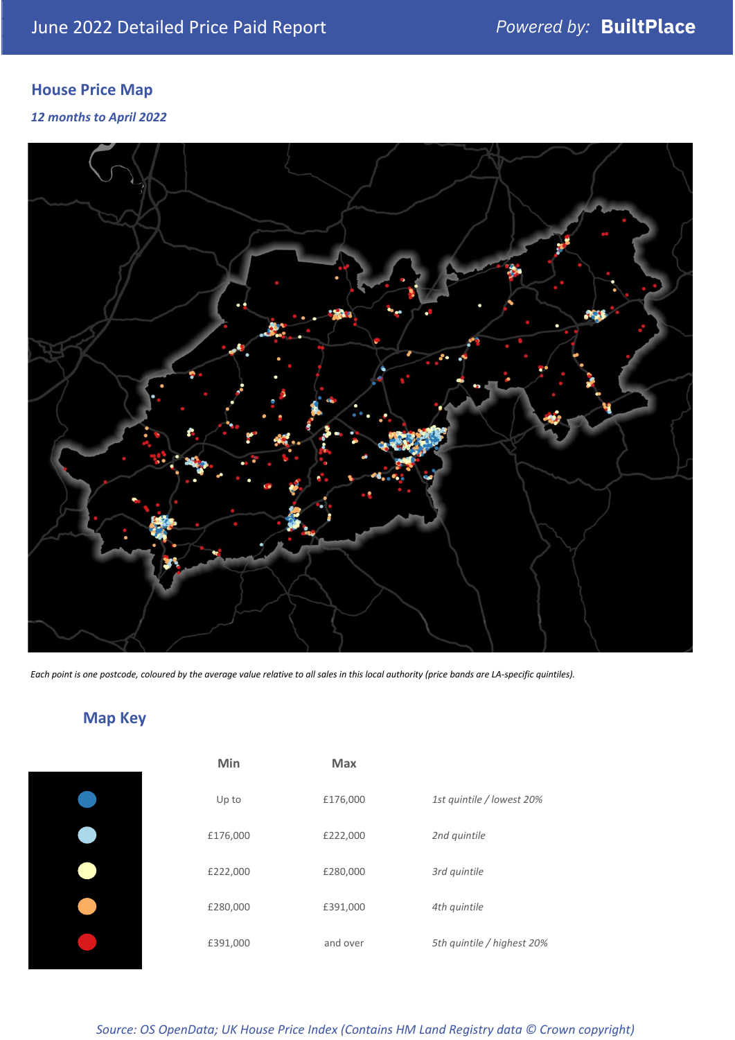June 2022 Detailed Price Paid Report

*Powered by:* **BuiltPlace**

## House Price Map

*12 months to April 2022*

*Each point is one postcode, coloured by the average value relative to all sales in this local authority (price bands are LA-specific quintiles).*

## Map Key

| | Min | Max | |
|---|---|---|---|
| | Up to | £176,000 | *1st quintile / lowest 20%* |
| | £176,000 | £222,000 | *2nd quintile* |
| | £222,000 | £280,000 | *3rd quintile* |
| | £280,000 | £391,000 | *4th quintile* |
| | £391,000 | and over | *5th quintile / highest 20%* |

*Source: OS OpenData; UK House Price Index (Contains HM Land Registry data © Crown copyright)*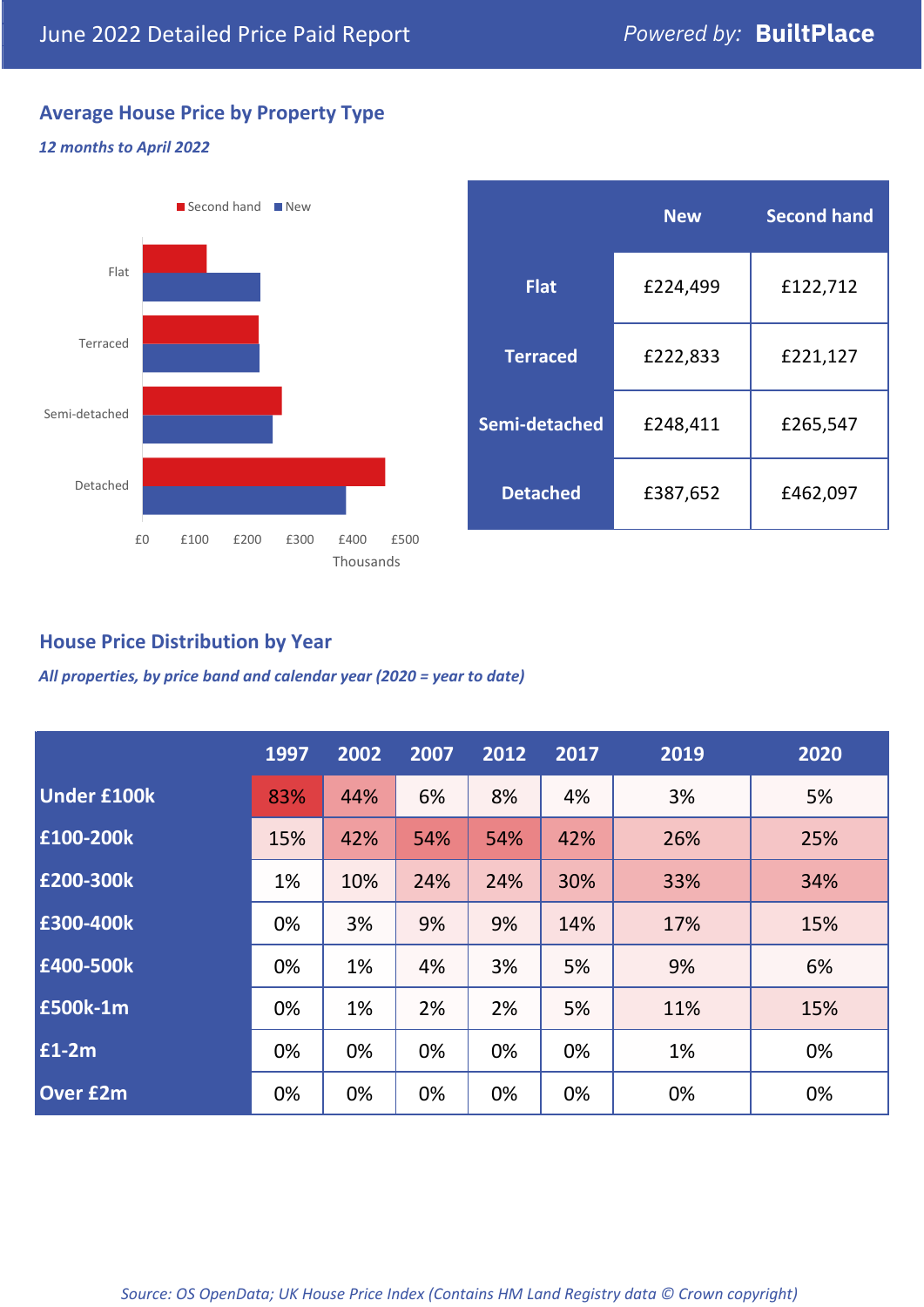# June 2022 Detailed Price Paid Report

Powered by: **BuiltPlace**

## Average House Price by Property Type

*12 months to April 2022*

| | New | Second hand |
|---|---|---|
| **Flat** | £224,499 | £122,712 |
| **Terraced** | £222,833 | £221,127 |
| **Semi-detached** | £248,411 | £265,547 |
| **Detached** | £387,652 | £462,097 |

## House Price Distribution by Year

*All properties, by price band and calendar year (2020 = year to date)*

| | 1997 | 2002 | 2007 | 2012 | 2017 | 2019 | 2020 |
|---|---|---|---|---|---|---|---|
| **Under £100k** | 83% | 44% | 6% | 8% | 4% | 3% | 5% |
| **£100-200k** | 15% | 42% | 54% | 54% | 42% | 26% | 25% |
| **£200-300k** | 1% | 10% | 24% | 24% | 30% | 33% | 34% |
| **£300-400k** | 0% | 3% | 9% | 9% | 14% | 17% | 15% |
| **£400-500k** | 0% | 1% | 4% | 3% | 5% | 9% | 6% |
| **£500k-1m** | 0% | 1% | 2% | 2% | 5% | 11% | 15% |
| **£1-2m** | 0% | 0% | 0% | 0% | 0% | 1% | 0% |
| **Over £2m** | 0% | 0% | 0% | 0% | 0% | 0% | 0% |

*Source: OS OpenData; UK House Price Index (Contains HM Land Registry data © Crown copyright)*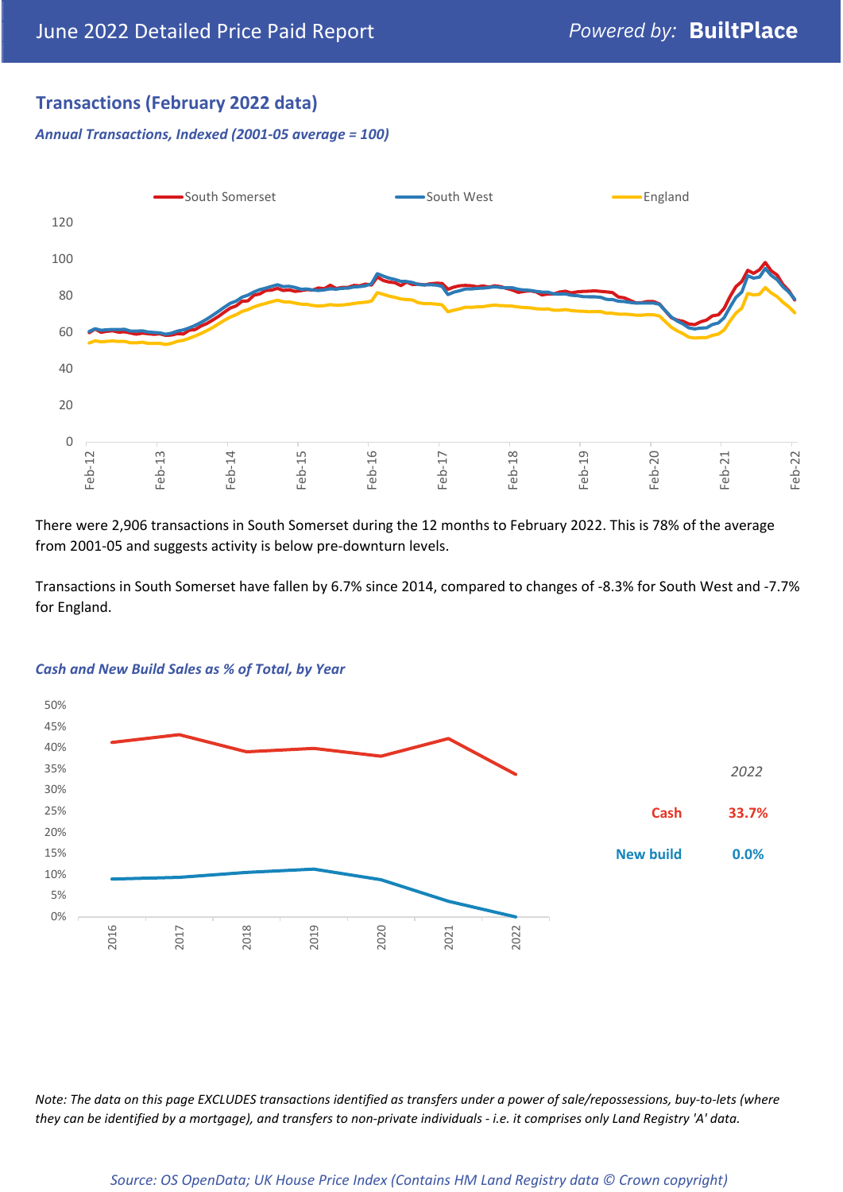## Transactions (February 2022 data)

### *Annual Transactions, Indexed (2001-05 average = 100)*

There were 2,906 transactions in South Somerset during the 12 months to February 2022. This is 78% of the average from 2001-05 and suggests activity is below pre-downturn levels.

Transactions in South Somerset have fallen by 6.7% since 2014, compared to changes of -8.3% for South West and -7.7% for England.

### *Cash and New Build Sales as % of Total, by Year*

| 2022 | |
|---|---|
| Cash | 33.7% |
| New build | 0.0% |

*Note: The data on this page EXCLUDES transactions identified as transfers under a power of sale/repossessions, buy-to-lets (where they can be identified by a mortgage), and transfers to non-private individuals - i.e. it comprises only Land Registry 'A' data.*

*Source: OS OpenData; UK House Price Index (Contains HM Land Registry data © Crown copyright)*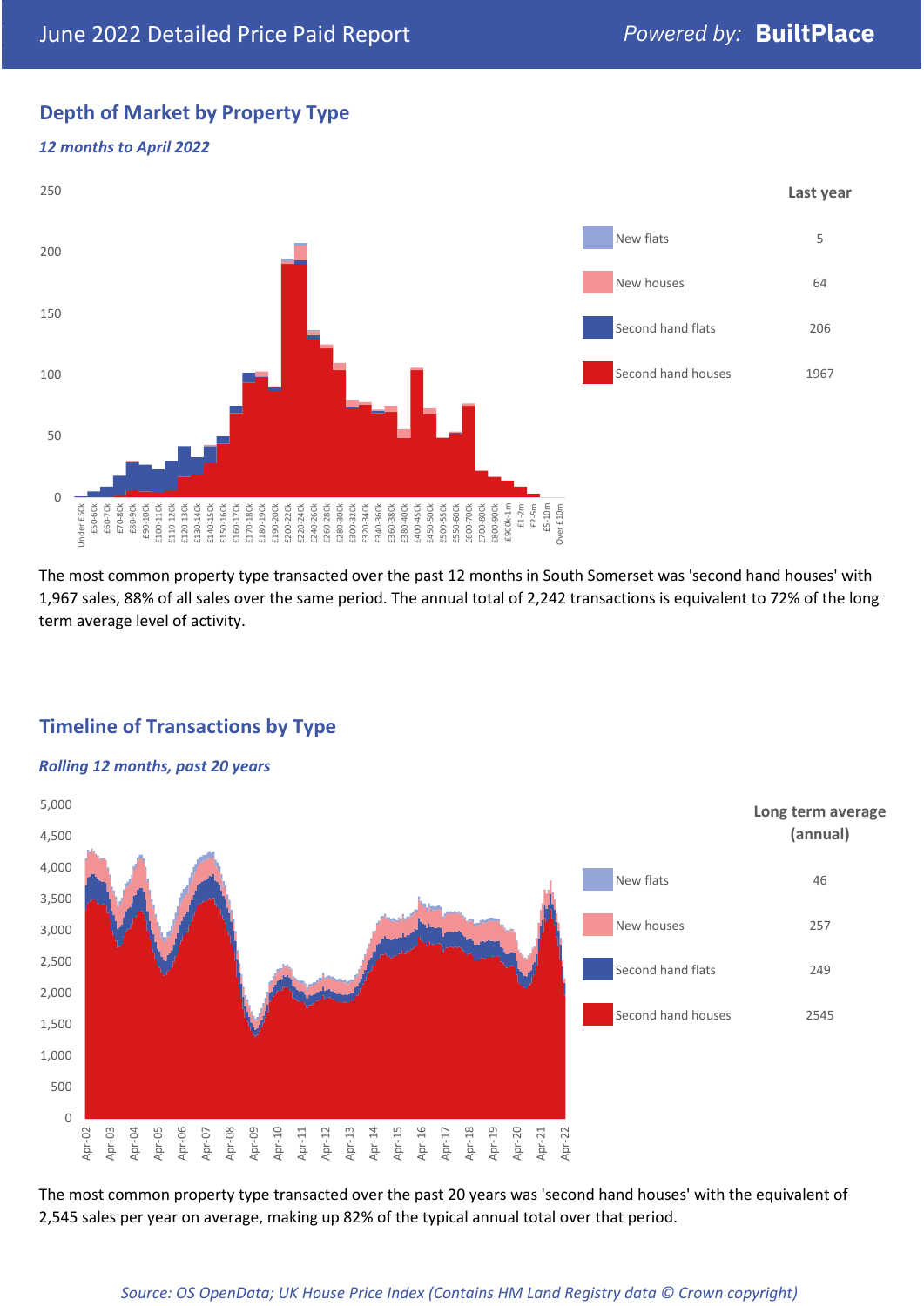## Depth of Market by Property Type

*12 months to April 2022*

250
200
150
100
50
0

Under £50k, £50-60k, £60-70k, £70-80k, £80-90k, £90-100k, £100-110k, £110-120k, £120-130k, £130-140k, £140-150k, £150-160k, £160-170k, £170-180k, £180-190k, £190-200k, £200-220k, £220-240k, £240-260k, £260-280k, £280-300k, £300-320k, £320-340k, £340-360k, £360-380k, £380-400k, £400-450k, £450-500k, £500-550k, £550-600k, £600-700k, £700-800k, £800-900k, £900k-1m, £1-2m, £2-5m, £5-10m, Over £10m

**Last year**

New flats 5
New houses 64
Second hand flats 206
Second hand houses 1967

The most common property type transacted over the past 12 months in South Somerset was 'second hand houses' with 1,967 sales, 88% of all sales over the same period. The annual total of 2,242 transactions is equivalent to 72% of the long term average level of activity.

## Timeline of Transactions by Type

*Rolling 12 months, past 20 years*

5,000
4,500
4,000
3,500
3,000
2,500
2,000
1,500
1,000
500
0

Apr-02, Apr-03, Apr-04, Apr-05, Apr-06, Apr-07, Apr-08, Apr-09, Apr-10, Apr-11, Apr-12, Apr-13, Apr-14, Apr-15, Apr-16, Apr-17, Apr-18, Apr-19, Apr-20, Apr-21, Apr-22

**Long term average (annual)**

New flats 46
New houses 257
Second hand flats 249
Second hand houses 2545

The most common property type transacted over the past 20 years was 'second hand houses' with the equivalent of 2,545 sales per year on average, making up 82% of the typical annual total over that period.

*Source: OS OpenData; UK House Price Index (Contains HM Land Registry data © Crown copyright)*